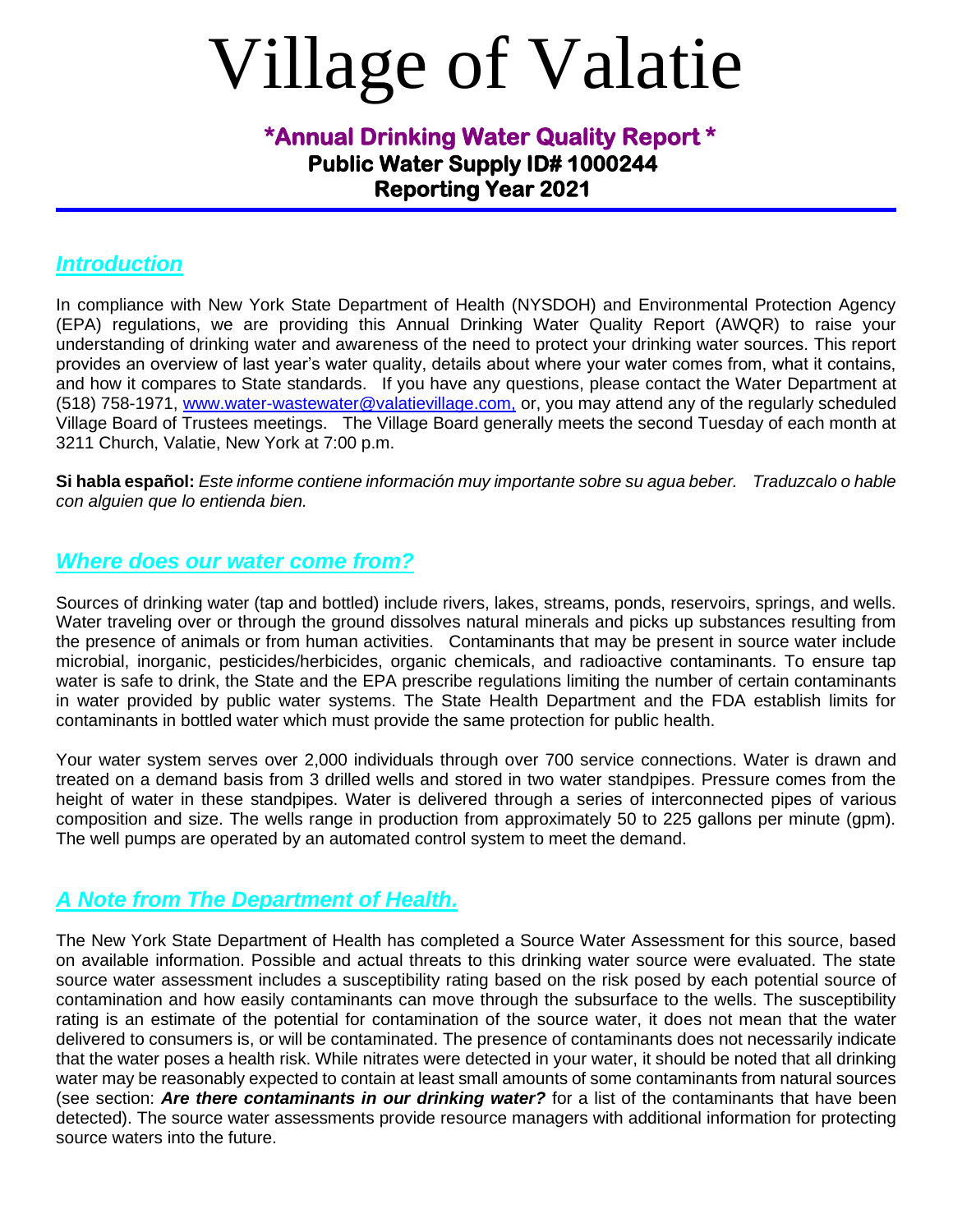# Village of Valatie

## \*Annual Drinking Water Quality Report \*

**Public Water Supply ID# 1000244**

**Reporting Year 2021**

## *Introduction*

In compliance with New York State Department of Health (NYSDOH) and Environmental Protection Agency (EPA) regulations, we are providing this Annual Drinking Water Quality Report (AWQR) to raise your understanding of drinking water and awareness of the need to protect your drinking water sources. This report provides an overview of last year's water quality, details about where your water comes from, what it contains, and how it compares to State standards. If you have any questions, please contact the Water Department at (518) 758-1971, www.water-wastewater@valatievillage.com, or, you may attend any of the regularly scheduled Village Board of Trustees meetings. The Village Board generally meets the second Tuesday of each month at 3211 Church, Valatie, New York at 7:00 p.m.

**Si habla español:** *Este informe contiene información muy importante sobre su agua beber. Traduzcalo o hable con alguien que lo entienda bien.*

## *Where does our water come from?*

Sources of drinking water (tap and bottled) include rivers, lakes, streams, ponds, reservoirs, springs, and wells. Water traveling over or through the ground dissolves natural minerals and picks up substances resulting from the presence of animals or from human activities. Contaminants that may be present in source water include microbial, inorganic, pesticides/herbicides, organic chemicals, and radioactive contaminants. To ensure tap water is safe to drink, the State and the EPA prescribe regulations limiting the number of certain contaminants in water provided by public water systems. The State Health Department and the FDA establish limits for contaminants in bottled water which must provide the same protection for public health.

Your water system serves over 2,000 individuals through over 700 service connections. Water is drawn and treated on a demand basis from 3 drilled wells and stored in two water standpipes. Pressure comes from the height of water in these standpipes. Water is delivered through a series of interconnected pipes of various composition and size. The wells range in production from approximately 50 to 225 gallons per minute (gpm). The well pumps are operated by an automated control system to meet the demand.

## *A Note from The Department of Health.*

The New York State Department of Health has completed a Source Water Assessment for this source, based on available information. Possible and actual threats to this drinking water source were evaluated. The state source water assessment includes a susceptibility rating based on the risk posed by each potential source of contamination and how easily contaminants can move through the subsurface to the wells. The susceptibility rating is an estimate of the potential for contamination of the source water, it does not mean that the water delivered to consumers is, or will be contaminated. The presence of contaminants does not necessarily indicate that the water poses a health risk. While nitrates were detected in your water, it should be noted that all drinking water may be reasonably expected to contain at least small amounts of some contaminants from natural sources (see section: ***Are there contaminants in our drinking water?*** for a list of the contaminants that have been detected). The source water assessments provide resource managers with additional information for protecting source waters into the future.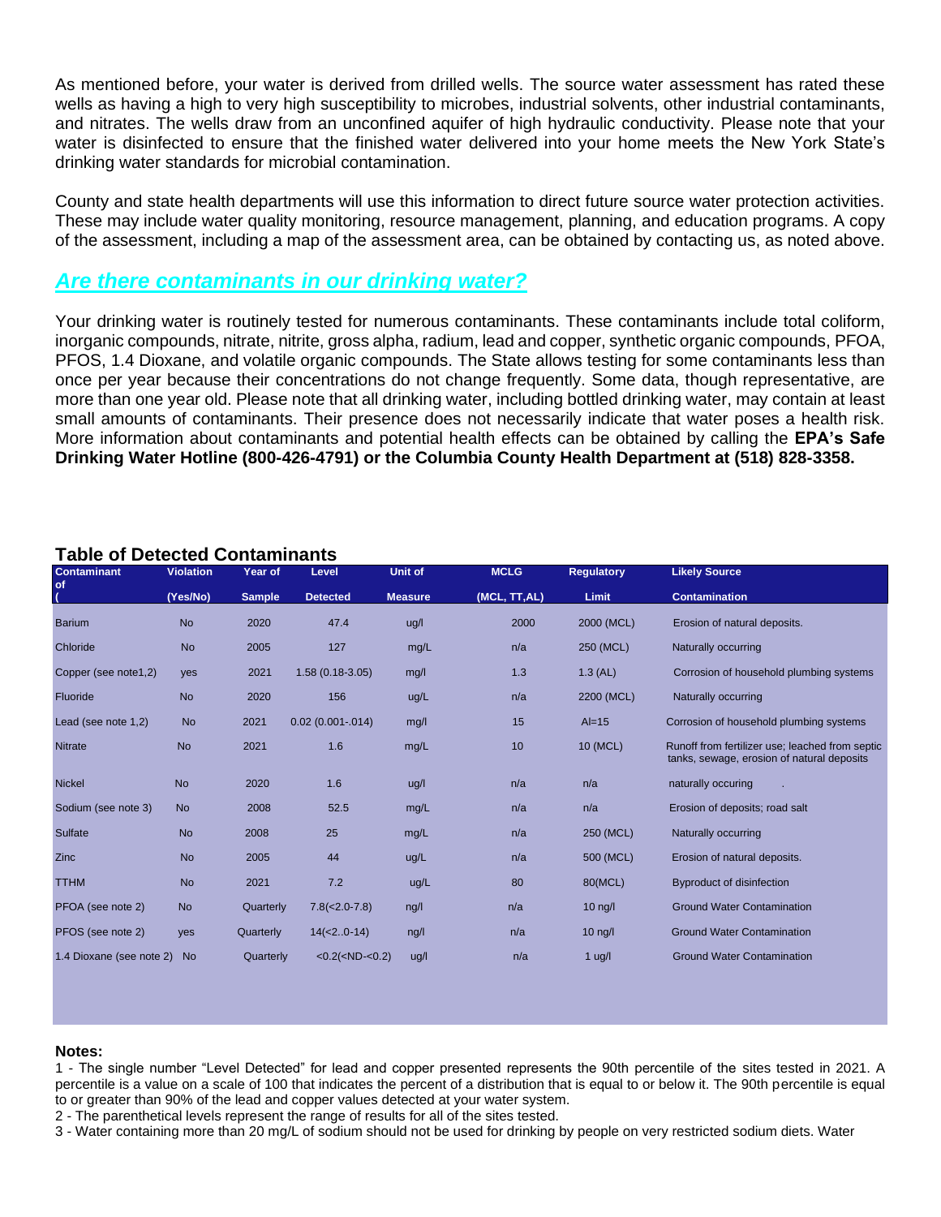As mentioned before, your water is derived from drilled wells. The source water assessment has rated these wells as having a high to very high susceptibility to microbes, industrial solvents, other industrial contaminants, and nitrates. The wells draw from an unconfined aquifer of high hydraulic conductivity. Please note that your water is disinfected to ensure that the finished water delivered into your home meets the New York State's drinking water standards for microbial contamination.

County and state health departments will use this information to direct future source water protection activities. These may include water quality monitoring, resource management, planning, and education programs. A copy of the assessment, including a map of the assessment area, can be obtained by contacting us, as noted above.

## *Are there contaminants in our drinking water?*

Your drinking water is routinely tested for numerous contaminants. These contaminants include total coliform, inorganic compounds, nitrate, nitrite, gross alpha, radium, lead and copper, synthetic organic compounds, PFOA, PFOS, 1.4 Dioxane, and volatile organic compounds. The State allows testing for some contaminants less than once per year because their concentrations do not change frequently. Some data, though representative, are more than one year old. Please note that all drinking water, including bottled drinking water, may contain at least small amounts of contaminants. Their presence does not necessarily indicate that water poses a health risk. More information about contaminants and potential health effects can be obtained by calling the **EPA's Safe Drinking Water Hotline (800-426-4791) or the Columbia County Health Department at (518) 828-3358.**

### Table of Detected Contaminants

| Contaminant of ( | Violation (Yes/No) | Year of Sample | Level Detected | Unit of Measure | MCLG (MCL, TT,AL) | Regulatory Limit | Likely Source Contamination |
|---|---|---|---|---|---|---|---|
| Barium | No | 2020 | 47.4 | ug/l | 2000 | 2000 (MCL) | Erosion of natural deposits. |
| Chloride | No | 2005 | 127 | mg/L | n/a | 250 (MCL) | Naturally occurring |
| Copper (see note1,2) | yes | 2021 | 1.58 (0.18-3.05) | mg/l | 1.3 | 1.3 (AL) | Corrosion of household plumbing systems |
| Fluoride | No | 2020 | 156 | ug/L | n/a | 2200 (MCL) | Naturally occurring |
| Lead (see note 1,2) | No | 2021 | 0.02 (0.001-.014) | mg/l | 15 | Al=15 | Corrosion of household plumbing systems |
| Nitrate | No | 2021 | 1.6 | mg/L | 10 | 10 (MCL) | Runoff from fertilizer use; leached from septic tanks, sewage, erosion of natural deposits |
| Nickel | No | 2020 | 1.6 | ug/l | n/a | n/a | naturally occuring . |
| Sodium (see note 3) | No | 2008 | 52.5 | mg/L | n/a | n/a | Erosion of deposits; road salt |
| Sulfate | No | 2008 | 25 | mg/L | n/a | 250 (MCL) | Naturally occurring |
| Zinc | No | 2005 | 44 | ug/L | n/a | 500 (MCL) | Erosion of natural deposits. |
| TTHM | No | 2021 | 7.2 | ug/L | 80 | 80(MCL) | Byproduct of disinfection |
| PFOA (see note 2) | No | Quarterly | 7.8(<2.0-7.8) | ng/l | n/a | 10 ng/l | Ground Water Contamination |
| PFOS (see note 2) | yes | Quarterly | 14(<2..0-14) | ng/l | n/a | 10 ng/l | Ground Water Contamination |
| 1.4 Dioxane (see note 2) | No | Quarterly | <0.2(<ND-<0.2) | ug/l | n/a | 1 ug/l | Ground Water Contamination |

**Notes:**

1 - The single number "Level Detected" for lead and copper presented represents the 90th percentile of the sites tested in 2021. A percentile is a value on a scale of 100 that indicates the percent of a distribution that is equal to or below it. The 90th percentile is equal to or greater than 90% of the lead and copper values detected at your water system.

2 - The parenthetical levels represent the range of results for all of the sites tested.

3 - Water containing more than 20 mg/L of sodium should not be used for drinking by people on very restricted sodium diets. Water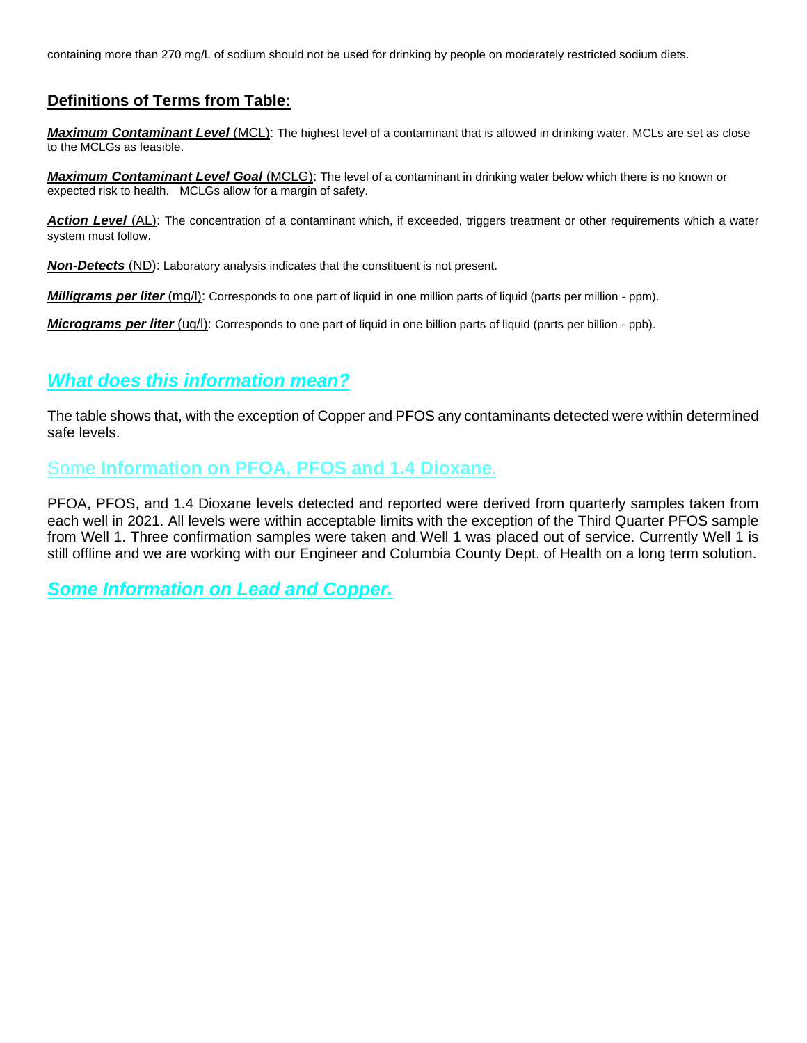containing more than 270 mg/L of sodium should not be used for drinking by people on moderately restricted sodium diets.

## Definitions of Terms from Table:

***Maximum Contaminant Level*** (MCL): The highest level of a contaminant that is allowed in drinking water. MCLs are set as close to the MCLGs as feasible.

***Maximum Contaminant Level Goal*** (MCLG): The level of a contaminant in drinking water below which there is no known or expected risk to health. MCLGs allow for a margin of safety.

***Action Level*** (AL): The concentration of a contaminant which, if exceeded, triggers treatment or other requirements which a water system must follow.

***Non-Detects*** (ND): Laboratory analysis indicates that the constituent is not present.

***Milligrams per liter*** (mg/l): Corresponds to one part of liquid in one million parts of liquid (parts per million - ppm).

***Micrograms per liter*** (ug/l): Corresponds to one part of liquid in one billion parts of liquid (parts per billion - ppb).

## *What does this information mean?*

The table shows that, with the exception of Copper and PFOS any contaminants detected were within determined safe levels.

## Some **Information on PFOA, PFOS and 1.4 Dioxane**.

PFOA, PFOS, and 1.4 Dioxane levels detected and reported were derived from quarterly samples taken from each well in 2021. All levels were within acceptable limits with the exception of the Third Quarter PFOS sample from Well 1. Three confirmation samples were taken and Well 1 was placed out of service. Currently Well 1 is still offline and we are working with our Engineer and Columbia County Dept. of Health on a long term solution.

## *Some Information on Lead and Copper.*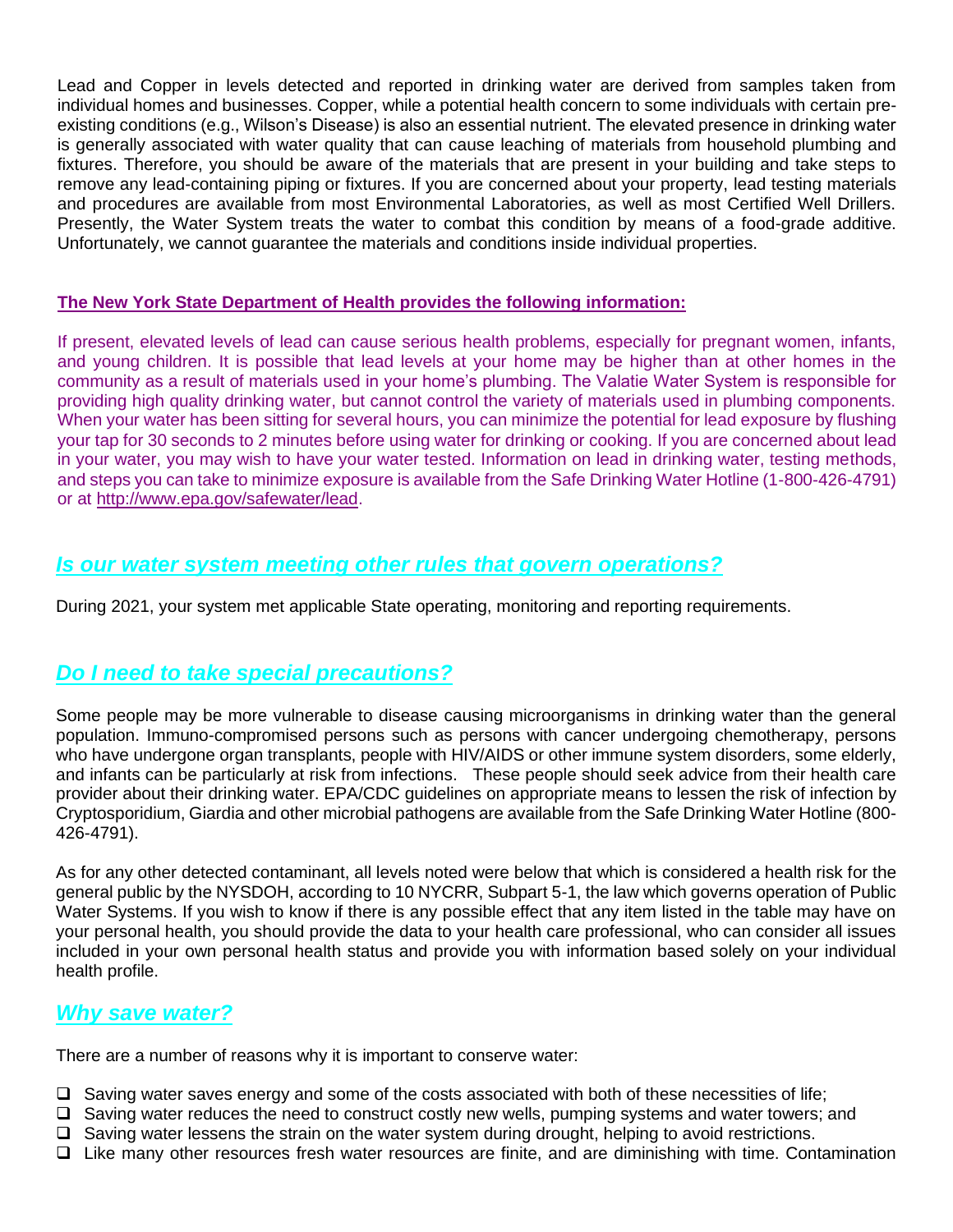Lead and Copper in levels detected and reported in drinking water are derived from samples taken from individual homes and businesses. Copper, while a potential health concern to some individuals with certain pre-existing conditions (e.g., Wilson's Disease) is also an essential nutrient. The elevated presence in drinking water is generally associated with water quality that can cause leaching of materials from household plumbing and fixtures. Therefore, you should be aware of the materials that are present in your building and take steps to remove any lead-containing piping or fixtures. If you are concerned about your property, lead testing materials and procedures are available from most Environmental Laboratories, as well as most Certified Well Drillers. Presently, the Water System treats the water to combat this condition by means of a food-grade additive. Unfortunately, we cannot guarantee the materials and conditions inside individual properties.

**The New York State Department of Health provides the following information:**

If present, elevated levels of lead can cause serious health problems, especially for pregnant women, infants, and young children. It is possible that lead levels at your home may be higher than at other homes in the community as a result of materials used in your home's plumbing. The Valatie Water System is responsible for providing high quality drinking water, but cannot control the variety of materials used in plumbing components. When your water has been sitting for several hours, you can minimize the potential for lead exposure by flushing your tap for 30 seconds to 2 minutes before using water for drinking or cooking. If you are concerned about lead in your water, you may wish to have your water tested. Information on lead in drinking water, testing methods, and steps you can take to minimize exposure is available from the Safe Drinking Water Hotline (1-800-426-4791) or at http://www.epa.gov/safewater/lead.

## *Is our water system meeting other rules that govern operations?*

During 2021, your system met applicable State operating, monitoring and reporting requirements.

## *Do I need to take special precautions?*

Some people may be more vulnerable to disease causing microorganisms in drinking water than the general population. Immuno-compromised persons such as persons with cancer undergoing chemotherapy, persons who have undergone organ transplants, people with HIV/AIDS or other immune system disorders, some elderly, and infants can be particularly at risk from infections. These people should seek advice from their health care provider about their drinking water. EPA/CDC guidelines on appropriate means to lessen the risk of infection by Cryptosporidium, Giardia and other microbial pathogens are available from the Safe Drinking Water Hotline (800-426-4791).

As for any other detected contaminant, all levels noted were below that which is considered a health risk for the general public by the NYSDOH, according to 10 NYCRR, Subpart 5-1, the law which governs operation of Public Water Systems. If you wish to know if there is any possible effect that any item listed in the table may have on your personal health, you should provide the data to your health care professional, who can consider all issues included in your own personal health status and provide you with information based solely on your individual health profile.

## *Why save water?*

There are a number of reasons why it is important to conserve water:

- ❑ Saving water saves energy and some of the costs associated with both of these necessities of life;
- ❑ Saving water reduces the need to construct costly new wells, pumping systems and water towers; and
- ❑ Saving water lessens the strain on the water system during drought, helping to avoid restrictions.
- ❑ Like many other resources fresh water resources are finite, and are diminishing with time. Contamination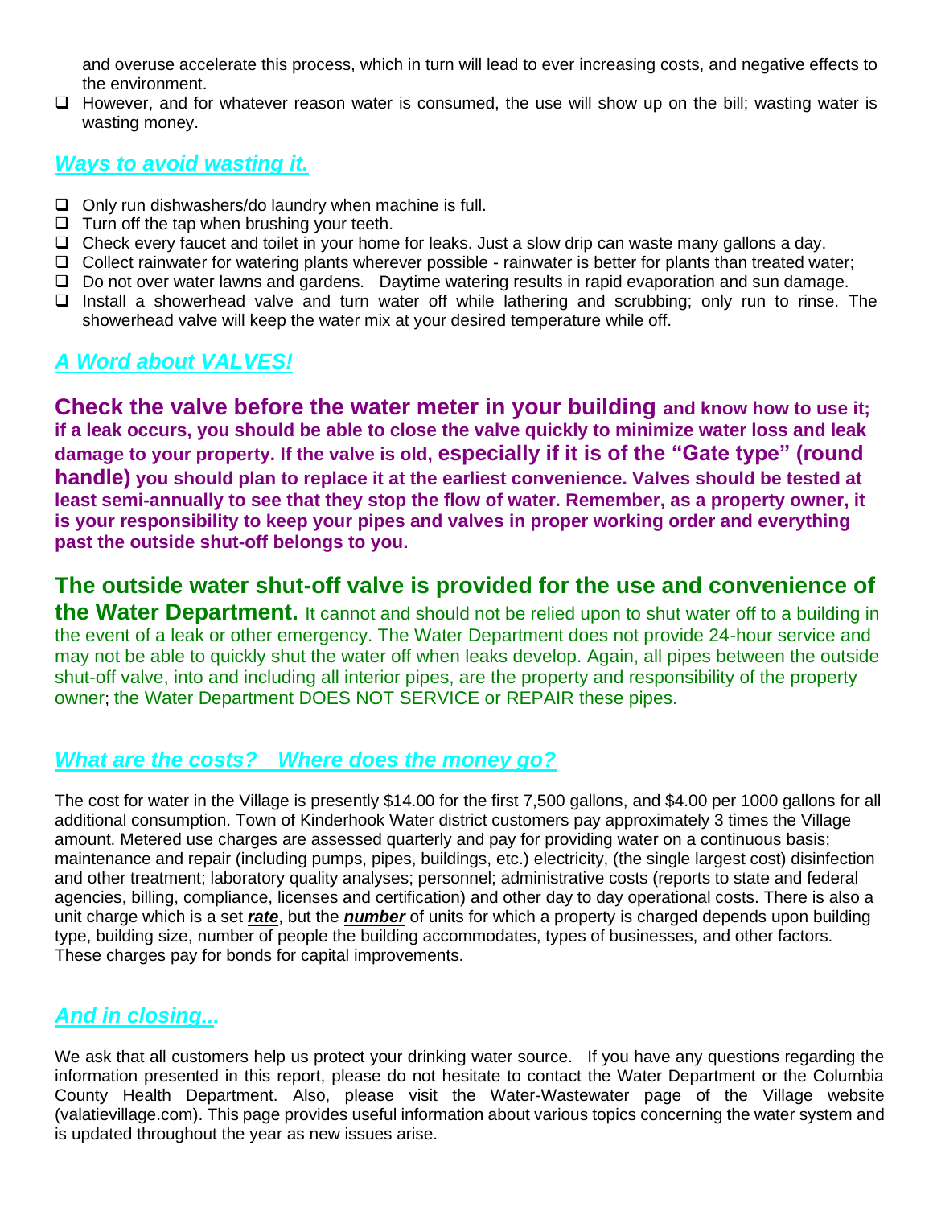and overuse accelerate this process, which in turn will lead to ever increasing costs, and negative effects to the environment.

- However, and for whatever reason water is consumed, the use will show up on the bill; wasting water is wasting money.

## *Ways to avoid wasting it.*

- Only run dishwashers/do laundry when machine is full.
- Turn off the tap when brushing your teeth.
- Check every faucet and toilet in your home for leaks. Just a slow drip can waste many gallons a day.
- Collect rainwater for watering plants wherever possible - rainwater is better for plants than treated water;
- Do not over water lawns and gardens. Daytime watering results in rapid evaporation and sun damage.
- Install a showerhead valve and turn water off while lathering and scrubbing; only run to rinse. The showerhead valve will keep the water mix at your desired temperature while off.

## *A Word about VALVES!*

**Check the valve before the water meter in your building and know how to use it; if a leak occurs, you should be able to close the valve quickly to minimize water loss and leak damage to your property. If the valve is old, especially if it is of the "Gate type" (round handle) you should plan to replace it at the earliest convenience. Valves should be tested at least semi-annually to see that they stop the flow of water. Remember, as a property owner, it is your responsibility to keep your pipes and valves in proper working order and everything past the outside shut-off belongs to you.**

**The outside water shut-off valve is provided for the use and convenience of the Water Department.** It cannot and should not be relied upon to shut water off to a building in the event of a leak or other emergency. The Water Department does not provide 24-hour service and may not be able to quickly shut the water off when leaks develop. Again, all pipes between the outside shut-off valve, into and including all interior pipes, are the property and responsibility of the property owner; the Water Department DOES NOT SERVICE or REPAIR these pipes.

## *What are the costs? Where does the money go?*

The cost for water in the Village is presently $14.00 for the first 7,500 gallons, and $4.00 per 1000 gallons for all additional consumption. Town of Kinderhook Water district customers pay approximately 3 times the Village amount. Metered use charges are assessed quarterly and pay for providing water on a continuous basis; maintenance and repair (including pumps, pipes, buildings, etc.) electricity, (the single largest cost) disinfection and other treatment; laboratory quality analyses; personnel; administrative costs (reports to state and federal agencies, billing, compliance, licenses and certification) and other day to day operational costs. There is also a unit charge which is a set ***rate***, but the ***number*** of units for which a property is charged depends upon building type, building size, number of people the building accommodates, types of businesses, and other factors. These charges pay for bonds for capital improvements.

## *And in closing...*

We ask that all customers help us protect your drinking water source. If you have any questions regarding the information presented in this report, please do not hesitate to contact the Water Department or the Columbia County Health Department. Also, please visit the Water-Wastewater page of the Village website (valatievillage.com). This page provides useful information about various topics concerning the water system and is updated throughout the year as new issues arise.